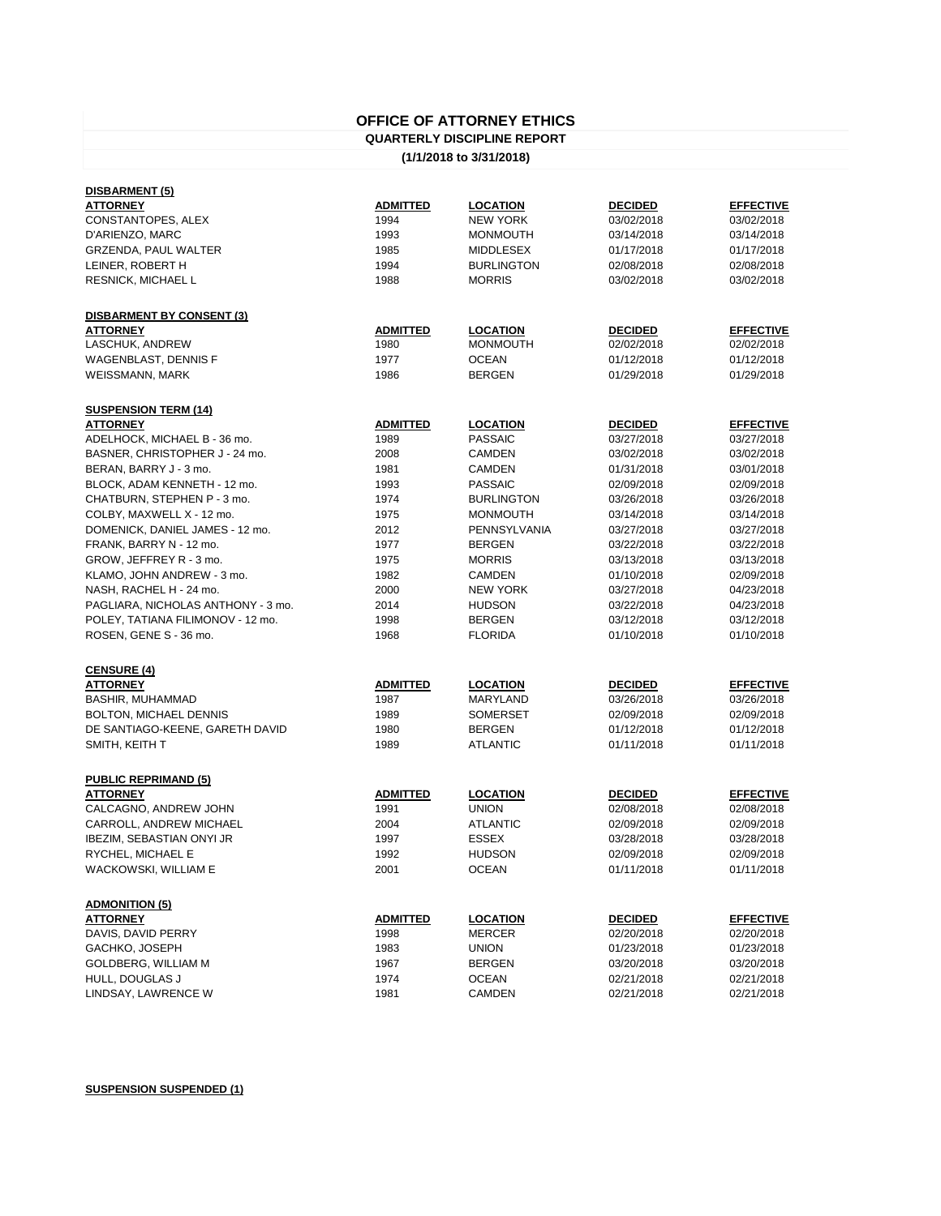# OFFICE OF ATTORNEY ETHICS

## QUARTERLY DISCIPLINE REPORT

### (1/1/2018 to 3/31/2018)

**DISBARMENT (5)**

| ATTORNEY | ADMITTED | LOCATION | DECIDED | EFFECTIVE |
|---|---|---|---|---|
| CONSTANTOPES, ALEX | 1994 | NEW YORK | 03/02/2018 | 03/02/2018 |
| D'ARIENZO, MARC | 1993 | MONMOUTH | 03/14/2018 | 03/14/2018 |
| GRZENDA, PAUL WALTER | 1985 | MIDDLESEX | 01/17/2018 | 01/17/2018 |
| LEINER, ROBERT H | 1994 | BURLINGTON | 02/08/2018 | 02/08/2018 |
| RESNICK, MICHAEL L | 1988 | MORRIS | 03/02/2018 | 03/02/2018 |

**DISBARMENT BY CONSENT (3)**

| ATTORNEY | ADMITTED | LOCATION | DECIDED | EFFECTIVE |
|---|---|---|---|---|
| LASCHUK, ANDREW | 1980 | MONMOUTH | 02/02/2018 | 02/02/2018 |
| WAGENBLAST, DENNIS F | 1977 | OCEAN | 01/12/2018 | 01/12/2018 |
| WEISSMANN, MARK | 1986 | BERGEN | 01/29/2018 | 01/29/2018 |

**SUSPENSION TERM (14)**

| ATTORNEY | ADMITTED | LOCATION | DECIDED | EFFECTIVE |
|---|---|---|---|---|
| ADELHOCK, MICHAEL B - 36 mo. | 1989 | PASSAIC | 03/27/2018 | 03/27/2018 |
| BASNER, CHRISTOPHER J - 24 mo. | 2008 | CAMDEN | 03/02/2018 | 03/02/2018 |
| BERAN, BARRY J - 3 mo. | 1981 | CAMDEN | 01/31/2018 | 03/01/2018 |
| BLOCK, ADAM KENNETH - 12 mo. | 1993 | PASSAIC | 02/09/2018 | 02/09/2018 |
| CHATBURN, STEPHEN P - 3 mo. | 1974 | BURLINGTON | 03/26/2018 | 03/26/2018 |
| COLBY, MAXWELL X - 12 mo. | 1975 | MONMOUTH | 03/14/2018 | 03/14/2018 |
| DOMENICK, DANIEL JAMES - 12 mo. | 2012 | PENNSYLVANIA | 03/27/2018 | 03/27/2018 |
| FRANK, BARRY N - 12 mo. | 1977 | BERGEN | 03/22/2018 | 03/22/2018 |
| GROW, JEFFREY R - 3 mo. | 1975 | MORRIS | 03/13/2018 | 03/13/2018 |
| KLAMO, JOHN ANDREW - 3 mo. | 1982 | CAMDEN | 01/10/2018 | 02/09/2018 |
| NASH, RACHEL H - 24 mo. | 2000 | NEW YORK | 03/27/2018 | 04/23/2018 |
| PAGLIARA, NICHOLAS ANTHONY - 3 mo. | 2014 | HUDSON | 03/22/2018 | 04/23/2018 |
| POLEY, TATIANA FILIMONOV - 12 mo. | 1998 | BERGEN | 03/12/2018 | 03/12/2018 |
| ROSEN, GENE S - 36 mo. | 1968 | FLORIDA | 01/10/2018 | 01/10/2018 |

**CENSURE (4)**

| ATTORNEY | ADMITTED | LOCATION | DECIDED | EFFECTIVE |
|---|---|---|---|---|
| BASHIR, MUHAMMAD | 1987 | MARYLAND | 03/26/2018 | 03/26/2018 |
| BOLTON, MICHAEL DENNIS | 1989 | SOMERSET | 02/09/2018 | 02/09/2018 |
| DE SANTIAGO-KEENE, GARETH DAVID | 1980 | BERGEN | 01/12/2018 | 01/12/2018 |
| SMITH, KEITH T | 1989 | ATLANTIC | 01/11/2018 | 01/11/2018 |

**PUBLIC REPRIMAND (5)**

| ATTORNEY | ADMITTED | LOCATION | DECIDED | EFFECTIVE |
|---|---|---|---|---|
| CALCAGNO, ANDREW JOHN | 1991 | UNION | 02/08/2018 | 02/08/2018 |
| CARROLL, ANDREW MICHAEL | 2004 | ATLANTIC | 02/09/2018 | 02/09/2018 |
| IBEZIM, SEBASTIAN ONYI JR | 1997 | ESSEX | 03/28/2018 | 03/28/2018 |
| RYCHEL, MICHAEL E | 1992 | HUDSON | 02/09/2018 | 02/09/2018 |
| WACKOWSKI, WILLIAM E | 2001 | OCEAN | 01/11/2018 | 01/11/2018 |

**ADMONITION (5)**

| ATTORNEY | ADMITTED | LOCATION | DECIDED | EFFECTIVE |
|---|---|---|---|---|
| DAVIS, DAVID PERRY | 1998 | MERCER | 02/20/2018 | 02/20/2018 |
| GACHKO, JOSEPH | 1983 | UNION | 01/23/2018 | 01/23/2018 |
| GOLDBERG, WILLIAM M | 1967 | BERGEN | 03/20/2018 | 03/20/2018 |
| HULL, DOUGLAS J | 1974 | OCEAN | 02/21/2018 | 02/21/2018 |
| LINDSAY, LAWRENCE W | 1981 | CAMDEN | 02/21/2018 | 02/21/2018 |

**SUSPENSION SUSPENDED (1)**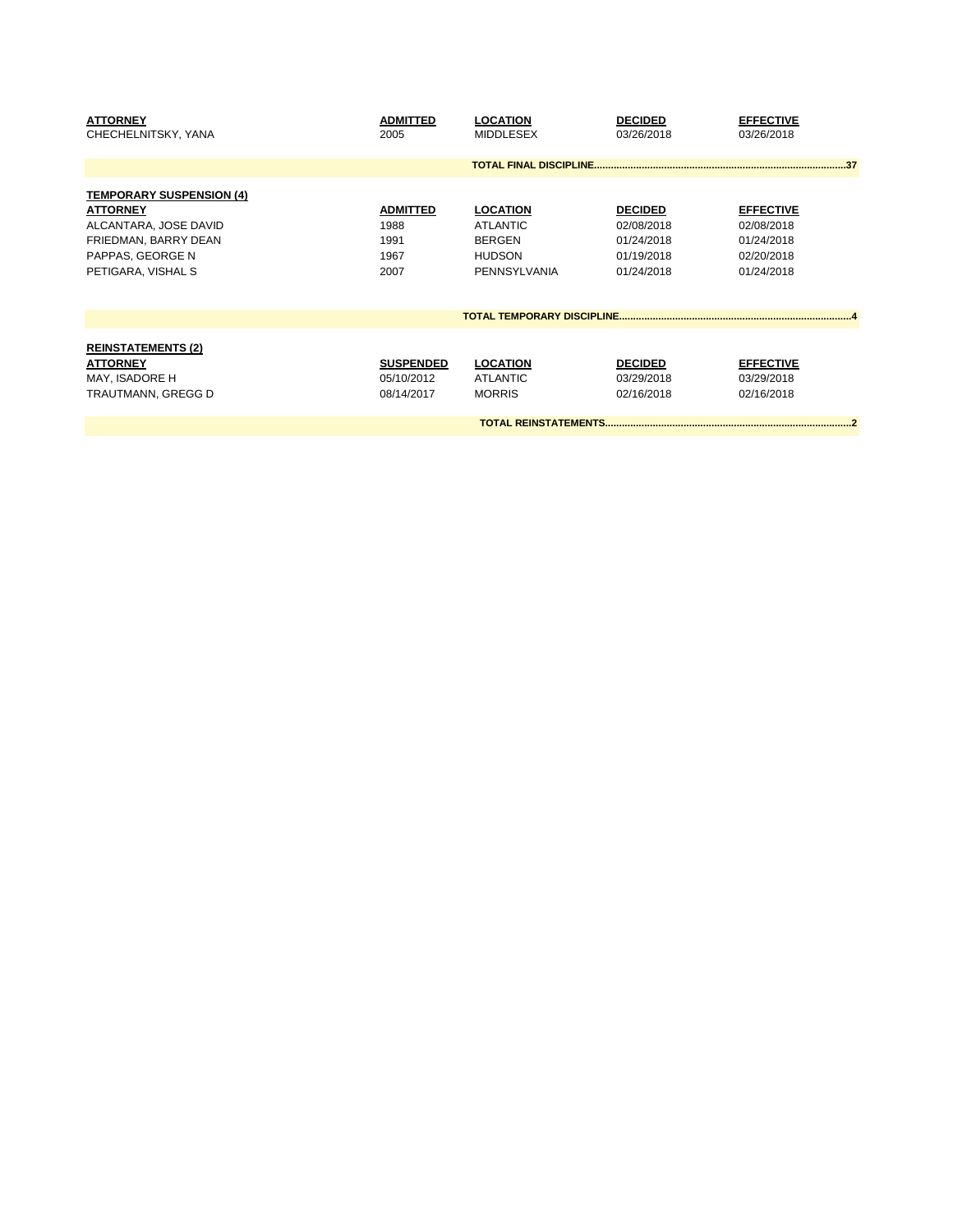| ATTORNEY | ADMITTED | LOCATION | DECIDED | EFFECTIVE |
| --- | --- | --- | --- | --- |
| CHECHELNITSKY, YANA | 2005 | MIDDLESEX | 03/26/2018 | 03/26/2018 |

**TOTAL FINAL DISCIPLINE..........37**

**TEMPORARY SUSPENSION (4)**

| ATTORNEY | ADMITTED | LOCATION | DECIDED | EFFECTIVE |
| --- | --- | --- | --- | --- |
| ALCANTARA, JOSE DAVID | 1988 | ATLANTIC | 02/08/2018 | 02/08/2018 |
| FRIEDMAN, BARRY DEAN | 1991 | BERGEN | 01/24/2018 | 01/24/2018 |
| PAPPAS, GEORGE N | 1967 | HUDSON | 01/19/2018 | 02/20/2018 |
| PETIGARA, VISHAL S | 2007 | PENNSYLVANIA | 01/24/2018 | 01/24/2018 |

**TOTAL TEMPORARY DISCIPLINE..........4**

**REINSTATEMENTS (2)**

| ATTORNEY | SUSPENDED | LOCATION | DECIDED | EFFECTIVE |
| --- | --- | --- | --- | --- |
| MAY, ISADORE H | 05/10/2012 | ATLANTIC | 03/29/2018 | 03/29/2018 |
| TRAUTMANN, GREGG D | 08/14/2017 | MORRIS | 02/16/2018 | 02/16/2018 |

**TOTAL REINSTATEMENTS..........2**